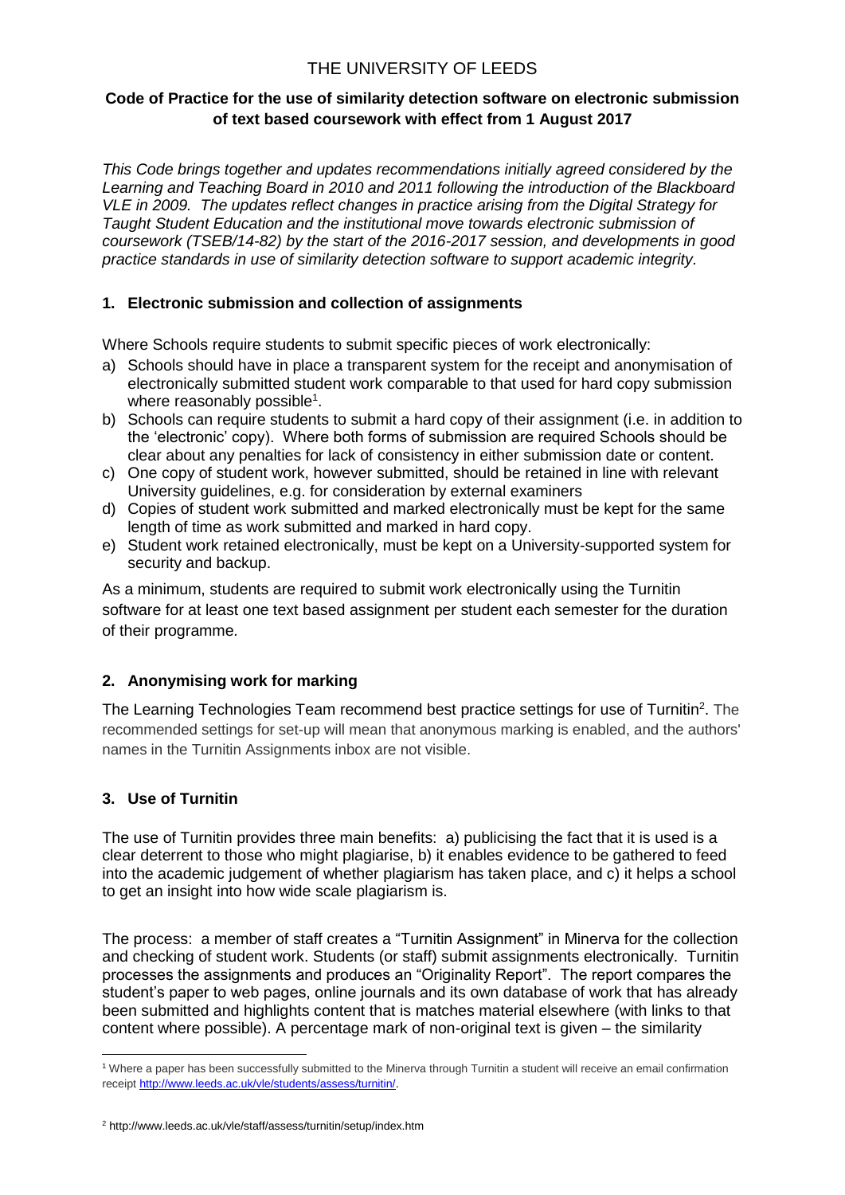# THE UNIVERSITY OF LEEDS

## Code of Practice for the use of similarity detection software on electronic submission of text based coursework with effect from 1 August 2017

*This Code brings together and updates recommendations initially agreed considered by the Learning and Teaching Board in 2010 and 2011 following the introduction of the Blackboard VLE in 2009. The updates reflect changes in practice arising from the Digital Strategy for Taught Student Education and the institutional move towards electronic submission of coursework (TSEB/14-82) by the start of the 2016-2017 session, and developments in good practice standards in use of similarity detection software to support academic integrity.*

### 1. Electronic submission and collection of assignments

Where Schools require students to submit specific pieces of work electronically:

a) Schools should have in place a transparent system for the receipt and anonymisation of electronically submitted student work comparable to that used for hard copy submission where reasonably possible[1].
b) Schools can require students to submit a hard copy of their assignment (i.e. in addition to the 'electronic' copy). Where both forms of submission are required Schools should be clear about any penalties for lack of consistency in either submission date or content.
c) One copy of student work, however submitted, should be retained in line with relevant University guidelines, e.g. for consideration by external examiners
d) Copies of student work submitted and marked electronically must be kept for the same length of time as work submitted and marked in hard copy.
e) Student work retained electronically, must be kept on a University-supported system for security and backup.

As a minimum, students are required to submit work electronically using the Turnitin software for at least one text based assignment per student each semester for the duration of their programme.

### 2. Anonymising work for marking

The Learning Technologies Team recommend best practice settings for use of Turnitin[2]. The recommended settings for set-up will mean that anonymous marking is enabled, and the authors' names in the Turnitin Assignments inbox are not visible.

### 3. Use of Turnitin

The use of Turnitin provides three main benefits: a) publicising the fact that it is used is a clear deterrent to those who might plagiarise, b) it enables evidence to be gathered to feed into the academic judgement of whether plagiarism has taken place, and c) it helps a school to get an insight into how wide scale plagiarism is.

The process: a member of staff creates a "Turnitin Assignment" in Minerva for the collection and checking of student work. Students (or staff) submit assignments electronically. Turnitin processes the assignments and produces an "Originality Report". The report compares the student's paper to web pages, online journals and its own database of work that has already been submitted and highlights content that is matches material elsewhere (with links to that content where possible). A percentage mark of non-original text is given – the similarity

---

[1] Where a paper has been successfully submitted to the Minerva through Turnitin a student will receive an email confirmation receipt http://www.leeds.ac.uk/vle/students/assess/turnitin/.

[2] http://www.leeds.ac.uk/vle/staff/assess/turnitin/setup/index.htm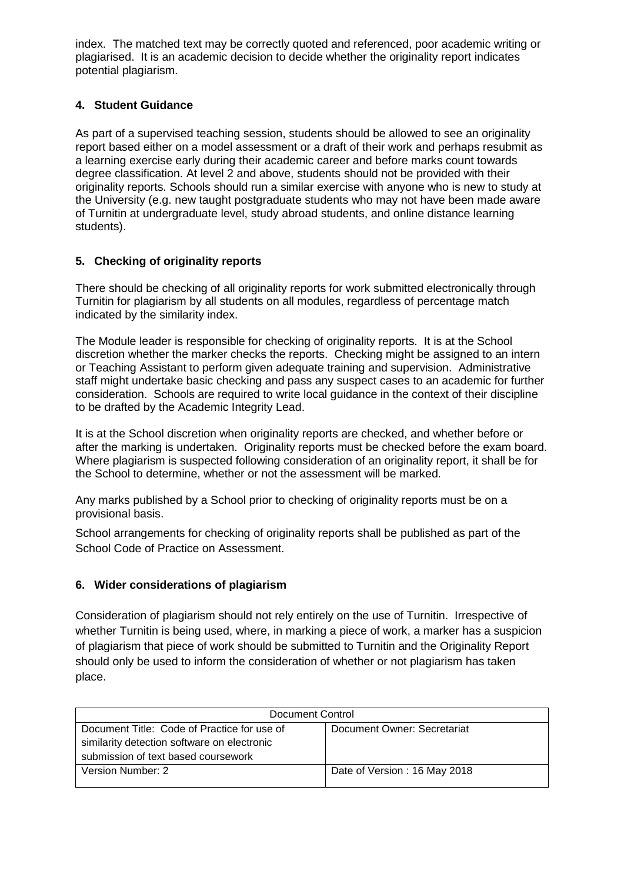index. The matched text may be correctly quoted and referenced, poor academic writing or plagiarised. It is an academic decision to decide whether the originality report indicates potential plagiarism.

## 4. Student Guidance

As part of a supervised teaching session, students should be allowed to see an originality report based either on a model assessment or a draft of their work and perhaps resubmit as a learning exercise early during their academic career and before marks count towards degree classification. At level 2 and above, students should not be provided with their originality reports. Schools should run a similar exercise with anyone who is new to study at the University (e.g. new taught postgraduate students who may not have been made aware of Turnitin at undergraduate level, study abroad students, and online distance learning students).

## 5. Checking of originality reports

There should be checking of all originality reports for work submitted electronically through Turnitin for plagiarism by all students on all modules, regardless of percentage match indicated by the similarity index.

The Module leader is responsible for checking of originality reports. It is at the School discretion whether the marker checks the reports. Checking might be assigned to an intern or Teaching Assistant to perform given adequate training and supervision. Administrative staff might undertake basic checking and pass any suspect cases to an academic for further consideration. Schools are required to write local guidance in the context of their discipline to be drafted by the Academic Integrity Lead.

It is at the School discretion when originality reports are checked, and whether before or after the marking is undertaken. Originality reports must be checked before the exam board. Where plagiarism is suspected following consideration of an originality report, it shall be for the School to determine, whether or not the assessment will be marked.

Any marks published by a School prior to checking of originality reports must be on a provisional basis.

School arrangements for checking of originality reports shall be published as part of the School Code of Practice on Assessment.

## 6. Wider considerations of plagiarism

Consideration of plagiarism should not rely entirely on the use of Turnitin. Irrespective of whether Turnitin is being used, where, in marking a piece of work, a marker has a suspicion of plagiarism that piece of work should be submitted to Turnitin and the Originality Report should only be used to inform the consideration of whether or not plagiarism has taken place.

| Document Control | |
|---|---|
| Document Title: Code of Practice for use of similarity detection software on electronic submission of text based coursework | Document Owner: Secretariat |
| Version Number: 2 | Date of Version : 16 May 2018 |